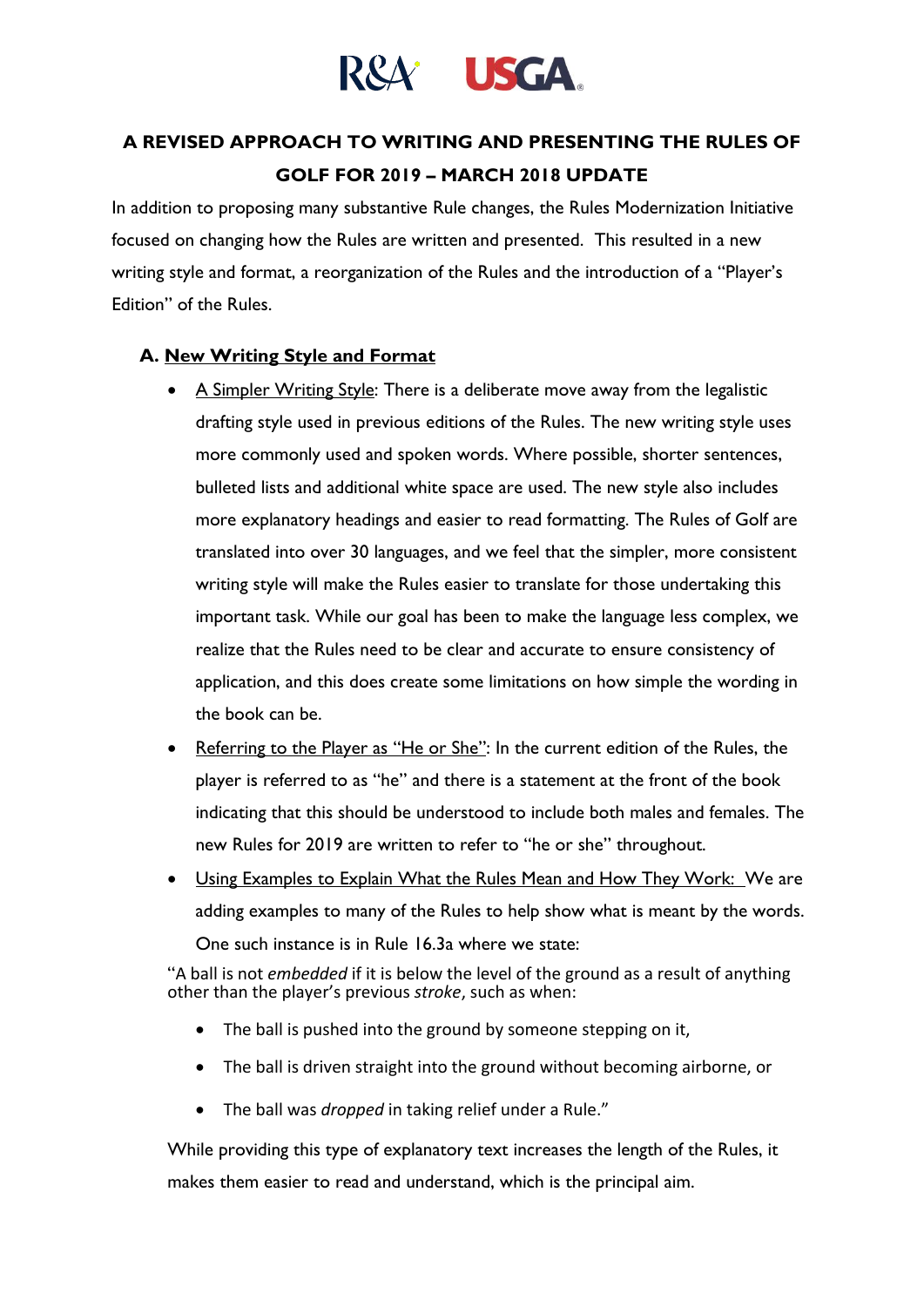R&A USGA

# A REVISED APPROACH TO WRITING AND PRESENTING THE RULES OF GOLF FOR 2019 – MARCH 2018 UPDATE

In addition to proposing many substantive Rule changes, the Rules Modernization Initiative focused on changing how the Rules are written and presented. This resulted in a new writing style and format, a reorganization of the Rules and the introduction of a "Player's Edition" of the Rules.

## A. New Writing Style and Format

- A Simpler Writing Style: There is a deliberate move away from the legalistic drafting style used in previous editions of the Rules. The new writing style uses more commonly used and spoken words. Where possible, shorter sentences, bulleted lists and additional white space are used. The new style also includes more explanatory headings and easier to read formatting. The Rules of Golf are translated into over 30 languages, and we feel that the simpler, more consistent writing style will make the Rules easier to translate for those undertaking this important task. While our goal has been to make the language less complex, we realize that the Rules need to be clear and accurate to ensure consistency of application, and this does create some limitations on how simple the wording in the book can be.
- Referring to the Player as "He or She": In the current edition of the Rules, the player is referred to as "he" and there is a statement at the front of the book indicating that this should be understood to include both males and females. The new Rules for 2019 are written to refer to "he or she" throughout.
- Using Examples to Explain What the Rules Mean and How They Work: We are adding examples to many of the Rules to help show what is meant by the words. One such instance is in Rule 16.3a where we state:

"A ball is not *embedded* if it is below the level of the ground as a result of anything other than the player's previous *stroke*, such as when:

- The ball is pushed into the ground by someone stepping on it,
- The ball is driven straight into the ground without becoming airborne, or
- The ball was *dropped* in taking relief under a Rule."

While providing this type of explanatory text increases the length of the Rules, it makes them easier to read and understand, which is the principal aim.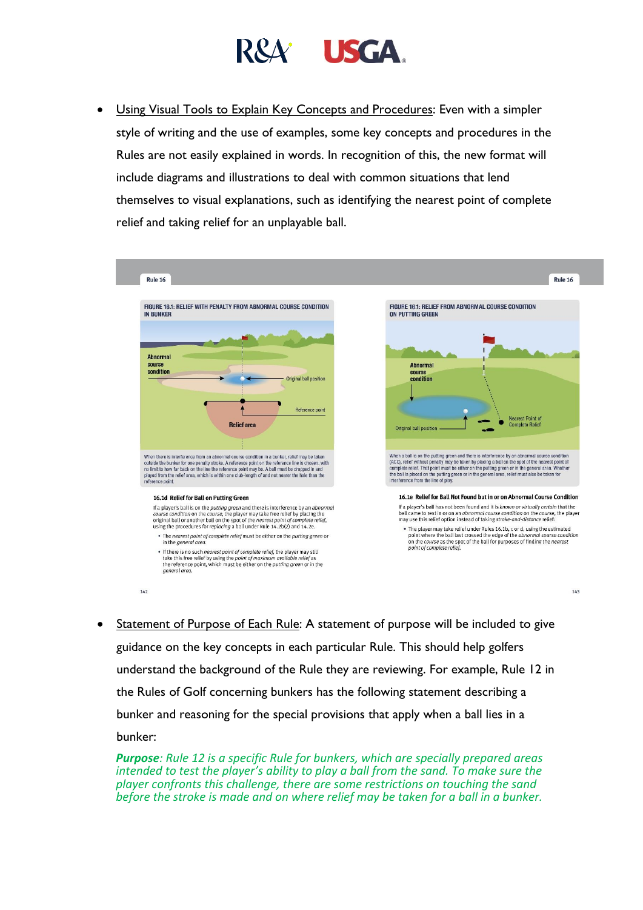- Using Visual Tools to Explain Key Concepts and Procedures: Even with a simpler style of writing and the use of examples, some key concepts and procedures in the Rules are not easily explained in words. In recognition of this, the new format will include diagrams and illustrations to deal with common situations that lend themselves to visual explanations, such as identifying the nearest point of complete relief and taking relief for an unplayable ball.

Rule 16

FIGURE 16.1: RELIEF WITH PENALTY FROM ABNORMAL COURSE CONDITION IN BUNKER

Abnormal course condition

Original ball position

Reference point

Relief area

When there is interference from an abnormal course condition in a bunker, relief may be taken outside the bunker for one penalty stroke. A reference point on the reference line is chosen, with no limit to how far back on the line the reference point may be. A ball must be dropped in and played from the relief area, which is within one club-length of and not nearer the hole than the reference point.

**16.1d Relief for Ball on Putting Green**

If a player's ball is on the *putting green* and there is interference by an *abnormal course condition* on the *course*, the player may take free relief by placing the original ball or another ball on the spot of the *nearest point of complete relief*, using the procedures for *replacing* a ball under Rule 14.2b(2) and 14.2e.

- The *nearest point of complete relief* must be either on the *putting green* or in the *general area*.
- If there is no such *nearest point of complete relief*, the player may still take this free relief by using the *point of maximum available relief* as the reference point, which must be either on the *putting green* or in the *general area*.

Rule 16

FIGURE 16.1: RELIEF FROM ABNORMAL COURSE CONDITION ON PUTTING GREEN

Abnormal course condition

Nearest Point of Complete Relief

Original ball position

When a ball is on the putting green and there is interference by an abnormal course condition (ACC), relief without penalty may be taken by placing a ball on the spot of the nearest point of complete relief. That point must be either on the putting green or in the general area. Whether the ball is placed on the putting green or in the general area, relief must also be taken for interference from the line of play.

**16.1e Relief for Ball Not Found but in or on Abnormal Course Condition**

If a player's ball has not been found and it is *known or virtually certain* that the ball came to rest in or on an *abnormal course condition* on the *course*, the player may use this relief option instead of taking *stroke-and-distance* relief:

- The player may take relief under Rules 16.1b, c or d, using the estimated point where the ball last crossed the edge of the *abnormal course condition* on the *course* as the spot of the ball for purposes of finding the *nearest point of complete relief*.

- Statement of Purpose of Each Rule: A statement of purpose will be included to give guidance on the key concepts in each particular Rule. This should help golfers understand the background of the Rule they are reviewing. For example, Rule 12 in the Rules of Golf concerning bunkers has the following statement describing a bunker and reasoning for the special provisions that apply when a ball lies in a bunker:

***Purpose**: Rule 12 is a specific Rule for bunkers, which are specially prepared areas intended to test the player's ability to play a ball from the sand. To make sure the player confronts this challenge, there are some restrictions on touching the sand before the stroke is made and on where relief may be taken for a ball in a bunker.*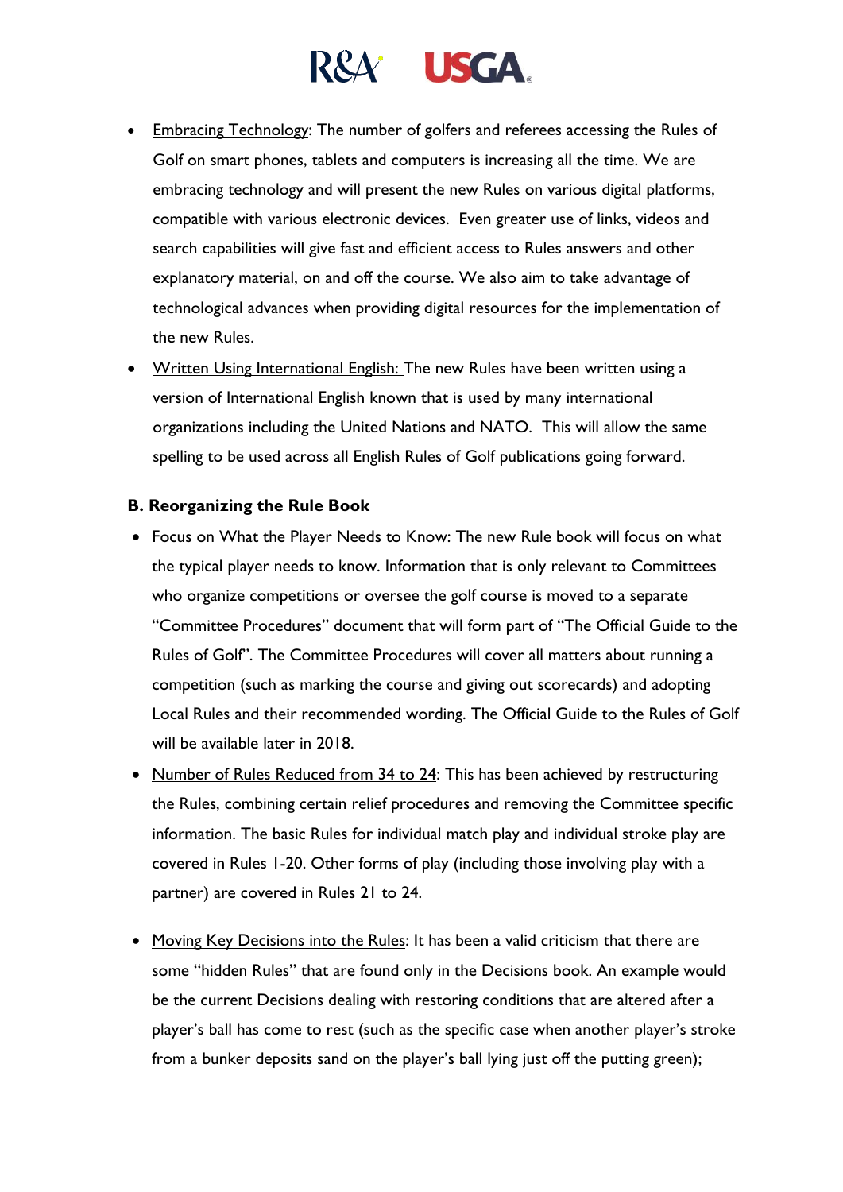- Embracing Technology: The number of golfers and referees accessing the Rules of Golf on smart phones, tablets and computers is increasing all the time. We are embracing technology and will present the new Rules on various digital platforms, compatible with various electronic devices. Even greater use of links, videos and search capabilities will give fast and efficient access to Rules answers and other explanatory material, on and off the course. We also aim to take advantage of technological advances when providing digital resources for the implementation of the new Rules.
- Written Using International English: The new Rules have been written using a version of International English known that is used by many international organizations including the United Nations and NATO. This will allow the same spelling to be used across all English Rules of Golf publications going forward.

**B. Reorganizing the Rule Book**

- Focus on What the Player Needs to Know: The new Rule book will focus on what the typical player needs to know. Information that is only relevant to Committees who organize competitions or oversee the golf course is moved to a separate "Committee Procedures" document that will form part of "The Official Guide to the Rules of Golf". The Committee Procedures will cover all matters about running a competition (such as marking the course and giving out scorecards) and adopting Local Rules and their recommended wording. The Official Guide to the Rules of Golf will be available later in 2018.
- Number of Rules Reduced from 34 to 24: This has been achieved by restructuring the Rules, combining certain relief procedures and removing the Committee specific information. The basic Rules for individual match play and individual stroke play are covered in Rules 1-20. Other forms of play (including those involving play with a partner) are covered in Rules 21 to 24.
- Moving Key Decisions into the Rules: It has been a valid criticism that there are some "hidden Rules" that are found only in the Decisions book. An example would be the current Decisions dealing with restoring conditions that are altered after a player's ball has come to rest (such as the specific case when another player's stroke from a bunker deposits sand on the player's ball lying just off the putting green);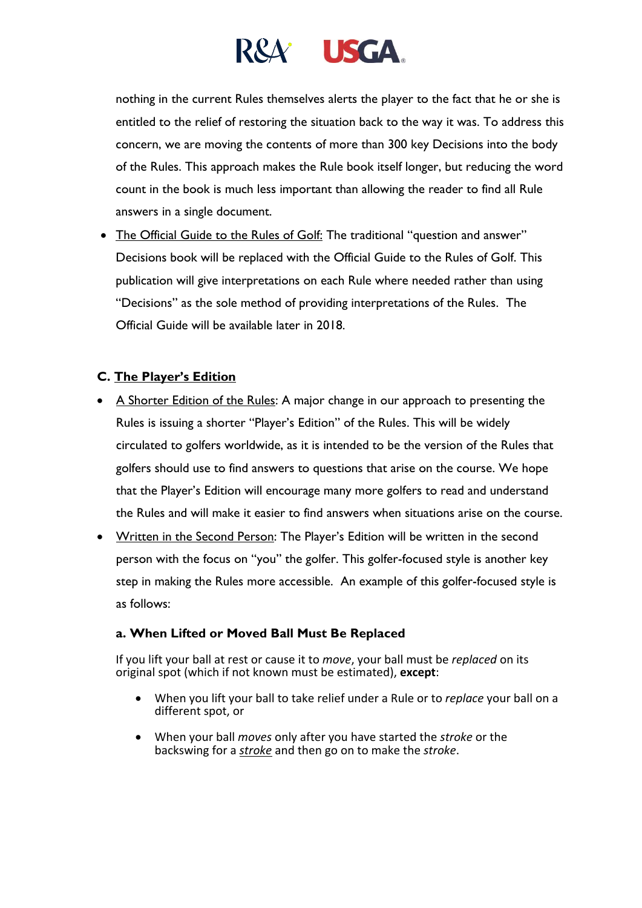nothing in the current Rules themselves alerts the player to the fact that he or she is entitled to the relief of restoring the situation back to the way it was. To address this concern, we are moving the contents of more than 300 key Decisions into the body of the Rules. This approach makes the Rule book itself longer, but reducing the word count in the book is much less important than allowing the reader to find all Rule answers in a single document.

- <u>The Official Guide to the Rules of Golf:</u> The traditional "question and answer" Decisions book will be replaced with the Official Guide to the Rules of Golf. This publication will give interpretations on each Rule where needed rather than using "Decisions" as the sole method of providing interpretations of the Rules. The Official Guide will be available later in 2018.

### C. <u>The Player's Edition</u>

- <u>A Shorter Edition of the Rules</u>: A major change in our approach to presenting the Rules is issuing a shorter "Player's Edition" of the Rules. This will be widely circulated to golfers worldwide, as it is intended to be the version of the Rules that golfers should use to find answers to questions that arise on the course. We hope that the Player's Edition will encourage many more golfers to read and understand the Rules and will make it easier to find answers when situations arise on the course.
- <u>Written in the Second Person</u>: The Player's Edition will be written in the second person with the focus on "you" the golfer. This golfer-focused style is another key step in making the Rules more accessible. An example of this golfer-focused style is as follows:

#### a. When Lifted or Moved Ball Must Be Replaced

If you lift your ball at rest or cause it to *move*, your ball must be *replaced* on its original spot (which if not known must be estimated), **except**:

- When you lift your ball to take relief under a Rule or to *replace* your ball on a different spot, or
- When your ball *moves* only after you have started the *stroke* or the backswing for a <u>*stroke*</u> and then go on to make the *stroke*.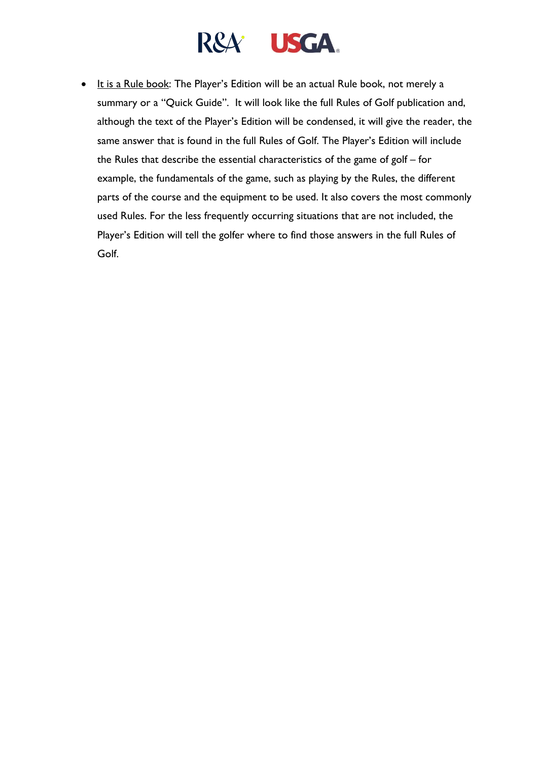- <u>It is a Rule book</u>: The Player's Edition will be an actual Rule book, not merely a summary or a "Quick Guide". It will look like the full Rules of Golf publication and, although the text of the Player's Edition will be condensed, it will give the reader, the same answer that is found in the full Rules of Golf. The Player's Edition will include the Rules that describe the essential characteristics of the game of golf – for example, the fundamentals of the game, such as playing by the Rules, the different parts of the course and the equipment to be used. It also covers the most commonly used Rules. For the less frequently occurring situations that are not included, the Player's Edition will tell the golfer where to find those answers in the full Rules of Golf.